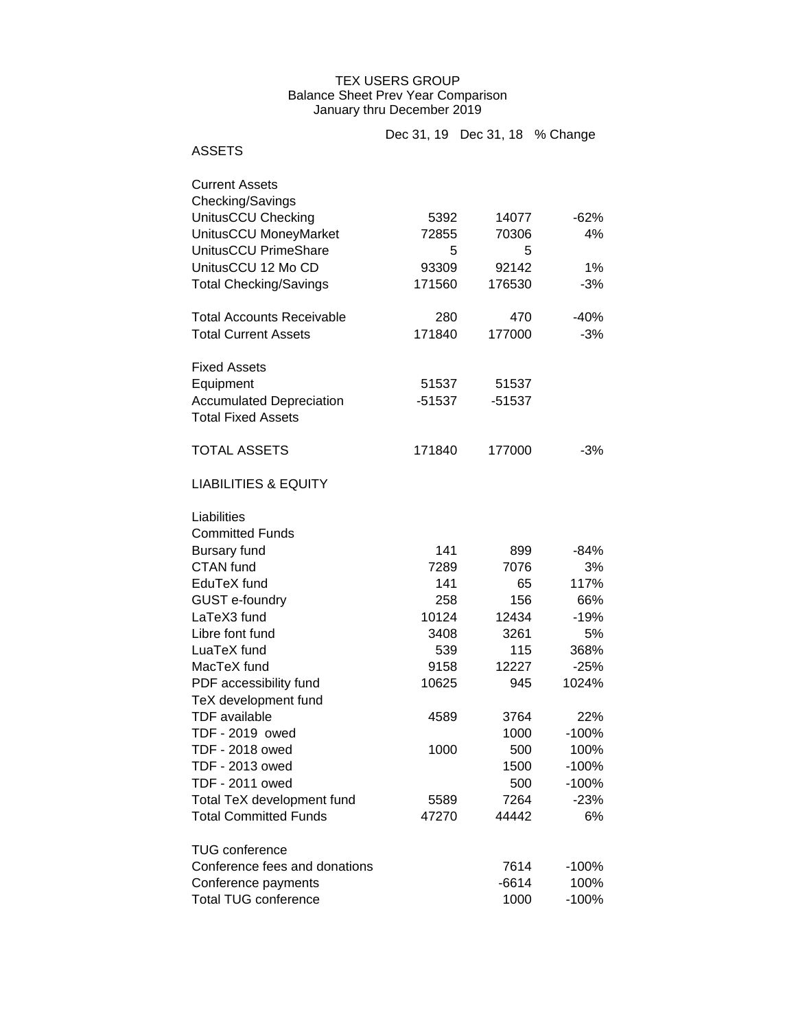TEX USERS GROUP
Balance Sheet Prev Year Comparison
January thru December 2019

| | Dec 31, 19 | Dec 31, 18 | % Change |
|---|---|---|---|
| ASSETS | | | |
| | | | |
| Current Assets | | | |
| Checking/Savings | | | |
| UnitusCCU Checking | 5392 | 14077 | -62% |
| UnitusCCU MoneyMarket | 72855 | 70306 | 4% |
| UnitusCCU PrimeShare | 5 | 5 | |
| UnitusCCU 12 Mo CD | 93309 | 92142 | 1% |
| Total Checking/Savings | 171560 | 176530 | -3% |
| | | | |
| Total Accounts Receivable | 280 | 470 | -40% |
| Total Current Assets | 171840 | 177000 | -3% |
| | | | |
| Fixed Assets | | | |
| Equipment | 51537 | 51537 | |
| Accumulated Depreciation | -51537 | -51537 | |
| Total Fixed Assets | | | |
| | | | |
| TOTAL ASSETS | 171840 | 177000 | -3% |
| | | | |
| LIABILITIES & EQUITY | | | |
| | | | |
| Liabilities | | | |
| Committed Funds | | | |
| Bursary fund | 141 | 899 | -84% |
| CTAN fund | 7289 | 7076 | 3% |
| EduTeX fund | 141 | 65 | 117% |
| GUST e-foundry | 258 | 156 | 66% |
| LaTeX3 fund | 10124 | 12434 | -19% |
| Libre font fund | 3408 | 3261 | 5% |
| LuaTeX fund | 539 | 115 | 368% |
| MacTeX fund | 9158 | 12227 | -25% |
| PDF accessibility fund | 10625 | 945 | 1024% |
| TeX development fund | | | |
| TDF available | 4589 | 3764 | 22% |
| TDF - 2019 owed | | 1000 | -100% |
| TDF - 2018 owed | 1000 | 500 | 100% |
| TDF - 2013 owed | | 1500 | -100% |
| TDF - 2011 owed | | 500 | -100% |
| Total TeX development fund | 5589 | 7264 | -23% |
| Total Committed Funds | 47270 | 44442 | 6% |
| | | | |
| TUG conference | | | |
| Conference fees and donations | | 7614 | -100% |
| Conference payments | | -6614 | 100% |
| Total TUG conference | | 1000 | -100% |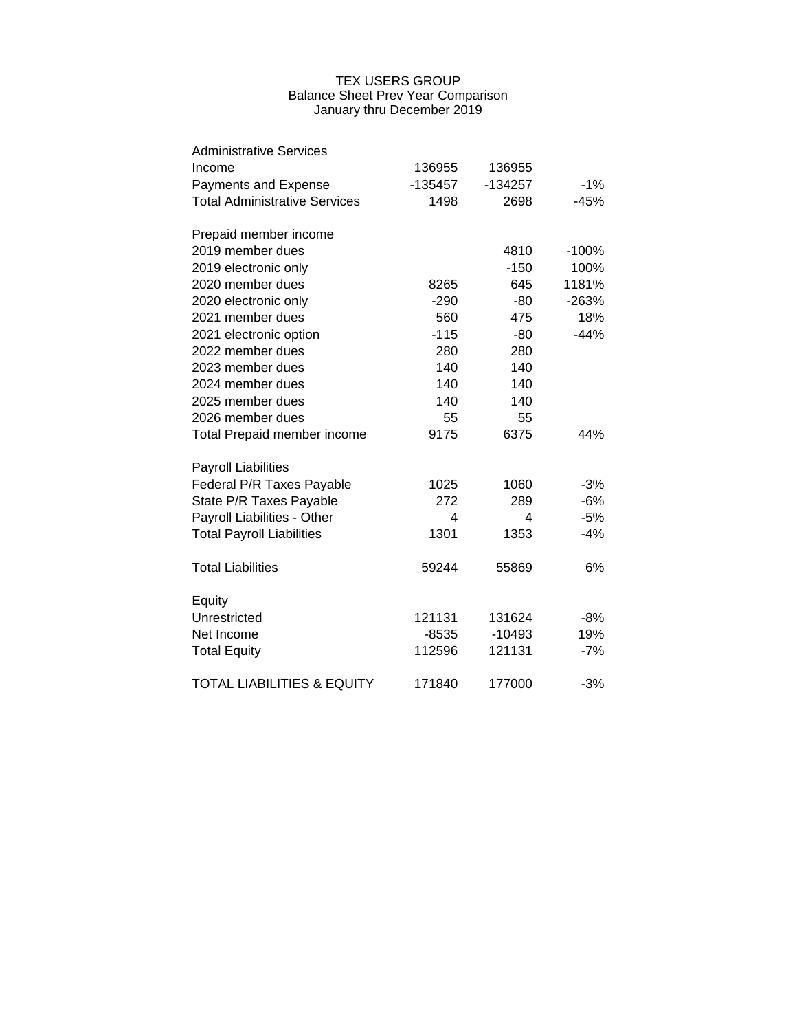TEX USERS GROUP
Balance Sheet Prev Year Comparison
January thru December 2019

| | | | |
|---|---|---|---|
| Administrative Services | | | |
| Income | 136955 | 136955 | |
| Payments and Expense | -135457 | -134257 | -1% |
| Total Administrative Services | 1498 | 2698 | -45% |
| | | | |
| Prepaid member income | | | |
| 2019 member dues | | 4810 | -100% |
| 2019 electronic only | | -150 | 100% |
| 2020 member dues | 8265 | 645 | 1181% |
| 2020 electronic only | -290 | -80 | -263% |
| 2021 member dues | 560 | 475 | 18% |
| 2021 electronic option | -115 | -80 | -44% |
| 2022 member dues | 280 | 280 | |
| 2023 member dues | 140 | 140 | |
| 2024 member dues | 140 | 140 | |
| 2025 member dues | 140 | 140 | |
| 2026 member dues | 55 | 55 | |
| Total Prepaid member income | 9175 | 6375 | 44% |
| | | | |
| Payroll Liabilities | | | |
| Federal P/R Taxes Payable | 1025 | 1060 | -3% |
| State P/R Taxes Payable | 272 | 289 | -6% |
| Payroll Liabilities - Other | 4 | 4 | -5% |
| Total Payroll Liabilities | 1301 | 1353 | -4% |
| | | | |
| Total Liabilities | 59244 | 55869 | 6% |
| | | | |
| Equity | | | |
| Unrestricted | 121131 | 131624 | -8% |
| Net Income | -8535 | -10493 | 19% |
| Total Equity | 112596 | 121131 | -7% |
| | | | |
| TOTAL LIABILITIES & EQUITY | 171840 | 177000 | -3% |